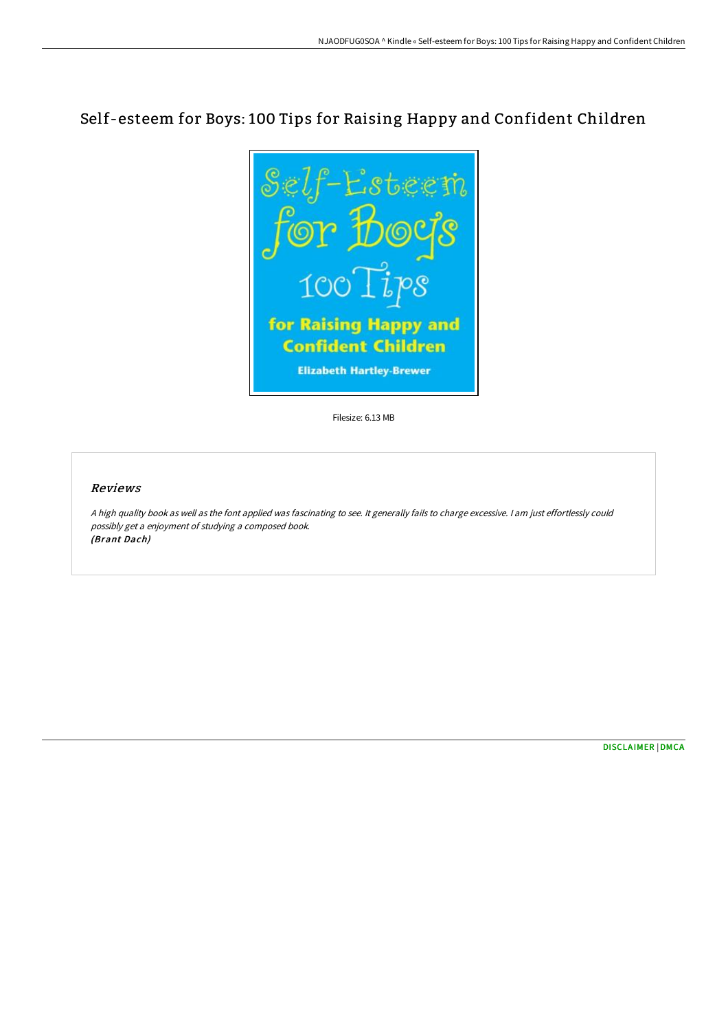# Self-esteem for Boys: 100 Tips for Raising Happy and Confident Children

Filesize: 6.13 MB

## *Reviews*

*A high quality book as well as the font applied was fascinating to see. It generally fails to charge excessive. I am just effortlessly could possibly get a enjoyment of studying a composed book.*
*(Brant Dach)*

DISCLAIMER | DMCA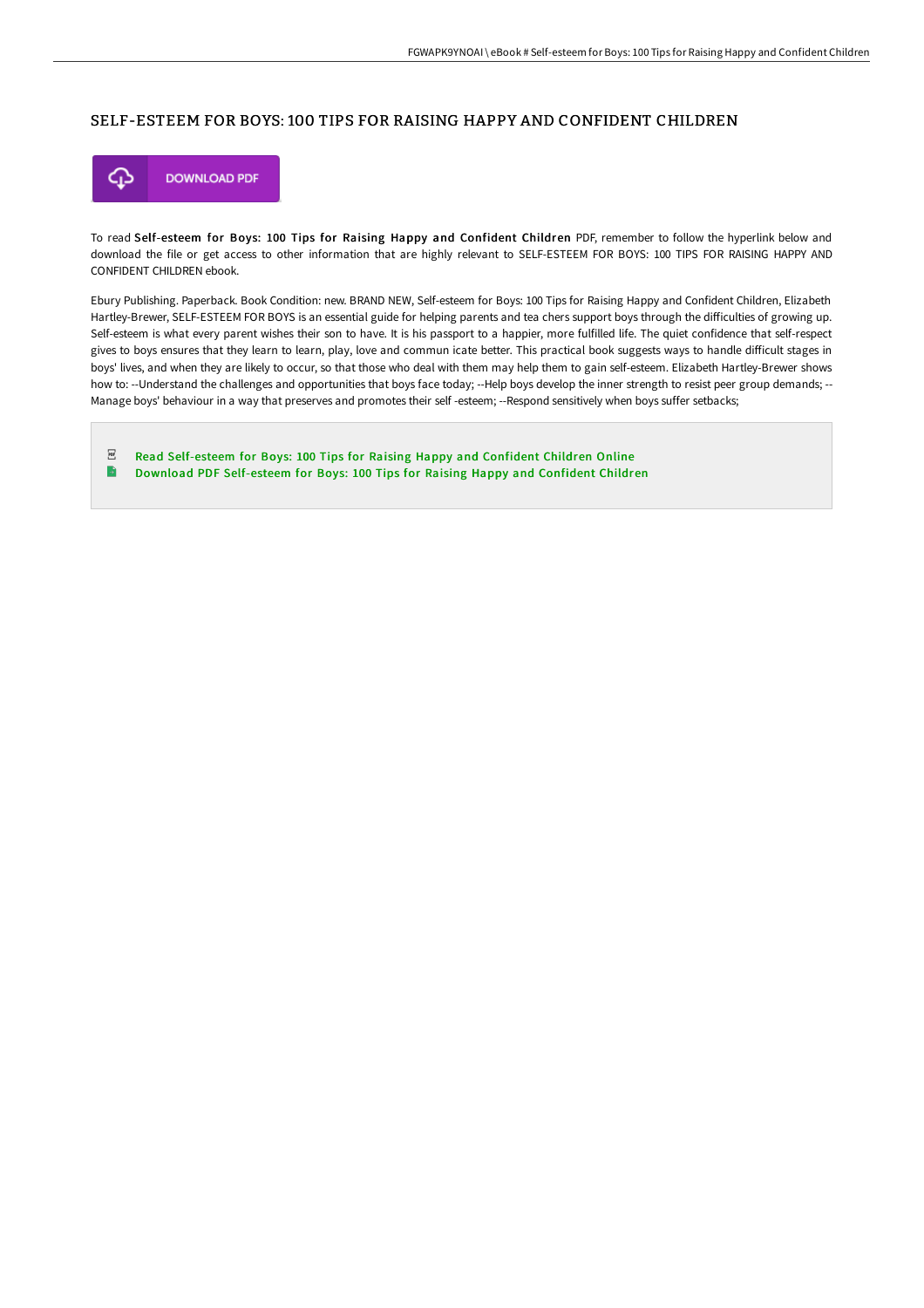# SELF-ESTEEM FOR BOYS: 100 TIPS FOR RAISING HAPPY AND CONFIDENT CHILDREN

DOWNLOAD PDF

To read **Self-esteem for Boys: 100 Tips for Raising Happy and Confident Children** PDF, remember to follow the hyperlink below and download the file or get access to other information that are highly relevant to SELF-ESTEEM FOR BOYS: 100 TIPS FOR RAISING HAPPY AND CONFIDENT CHILDREN ebook.

Ebury Publishing. Paperback. Book Condition: new. BRAND NEW, Self-esteem for Boys: 100 Tips for Raising Happy and Confident Children, Elizabeth Hartley-Brewer, SELF-ESTEEM FOR BOYS is an essential guide for helping parents and tea chers support boys through the difficulties of growing up. Self-esteem is what every parent wishes their son to have. It is his passport to a happier, more fulfilled life. The quiet confidence that self-respect gives to boys ensures that they learn to learn, play, love and commun icate better. This practical book suggests ways to handle difficult stages in boys' lives, and when they are likely to occur, so that those who deal with them may help them to gain self-esteem. Elizabeth Hartley-Brewer shows how to: --Understand the challenges and opportunities that boys face today; --Help boys develop the inner strength to resist peer group demands; --Manage boys' behaviour in a way that preserves and promotes their self -esteem; --Respond sensitively when boys suffer setbacks;

- Read Self-esteem for Boys: 100 Tips for Raising Happy and Confident Children Online
- Download PDF Self-esteem for Boys: 100 Tips for Raising Happy and Confident Children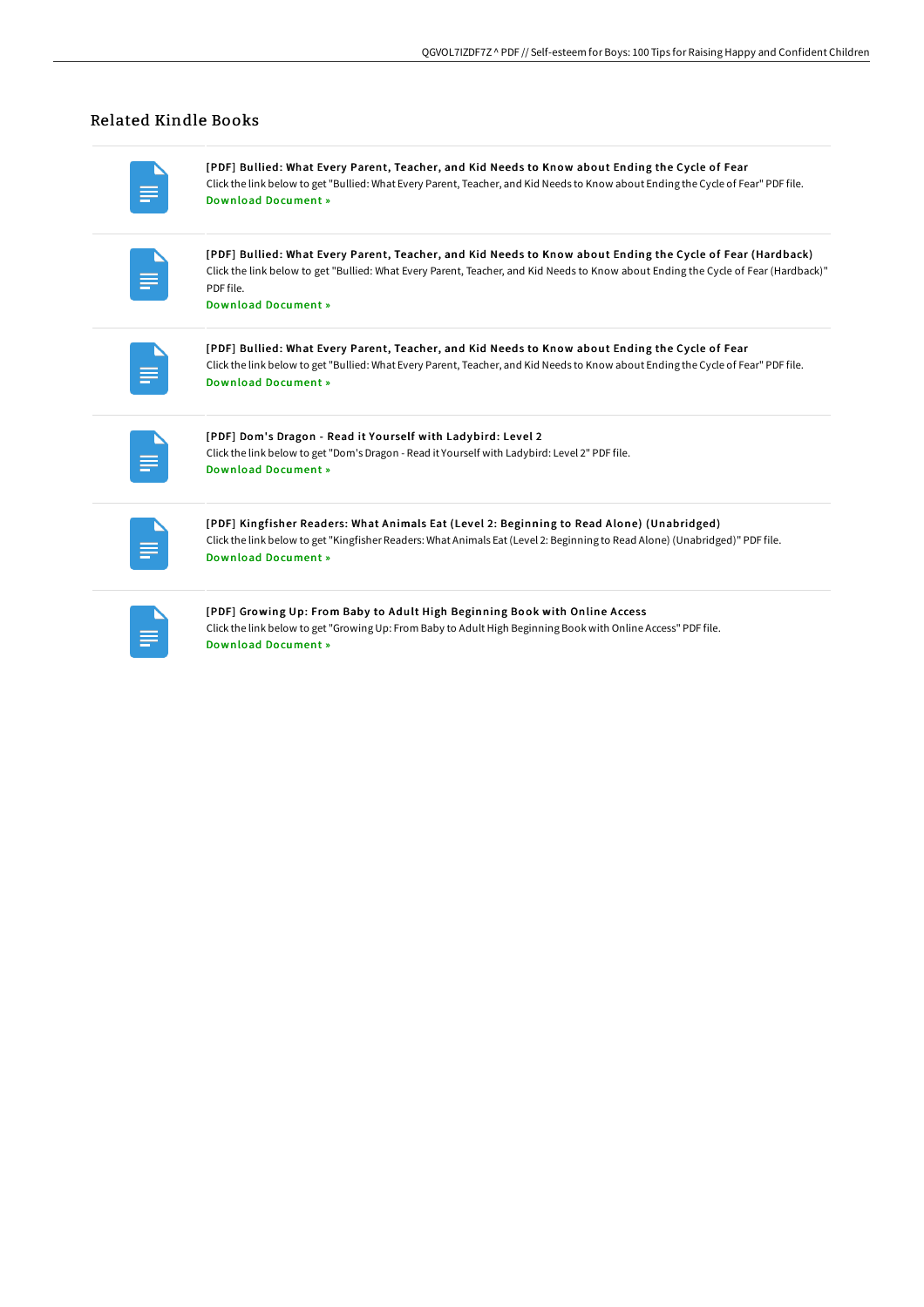## Related Kindle Books

[PDF] Bullied: What Every Parent, Teacher, and Kid Needs to Know about Ending the Cycle of Fear
Click the link below to get "Bullied: What Every Parent, Teacher, and Kid Needs to Know about Ending the Cycle of Fear" PDF file.
Download Document »

[PDF] Bullied: What Every Parent, Teacher, and Kid Needs to Know about Ending the Cycle of Fear (Hardback)
Click the link below to get "Bullied: What Every Parent, Teacher, and Kid Needs to Know about Ending the Cycle of Fear (Hardback)" PDF file.
Download Document »

[PDF] Bullied: What Every Parent, Teacher, and Kid Needs to Know about Ending the Cycle of Fear
Click the link below to get "Bullied: What Every Parent, Teacher, and Kid Needs to Know about Ending the Cycle of Fear" PDF file.
Download Document »

[PDF] Dom's Dragon - Read it Yourself with Ladybird: Level 2
Click the link below to get "Dom's Dragon - Read it Yourself with Ladybird: Level 2" PDF file.
Download Document »

[PDF] Kingfisher Readers: What Animals Eat (Level 2: Beginning to Read Alone) (Unabridged)
Click the link below to get "Kingfisher Readers: What Animals Eat (Level 2: Beginning to Read Alone) (Unabridged)" PDF file.
Download Document »

[PDF] Growing Up: From Baby to Adult High Beginning Book with Online Access
Click the link below to get "Growing Up: From Baby to Adult High Beginning Book with Online Access" PDF file.
Download Document »